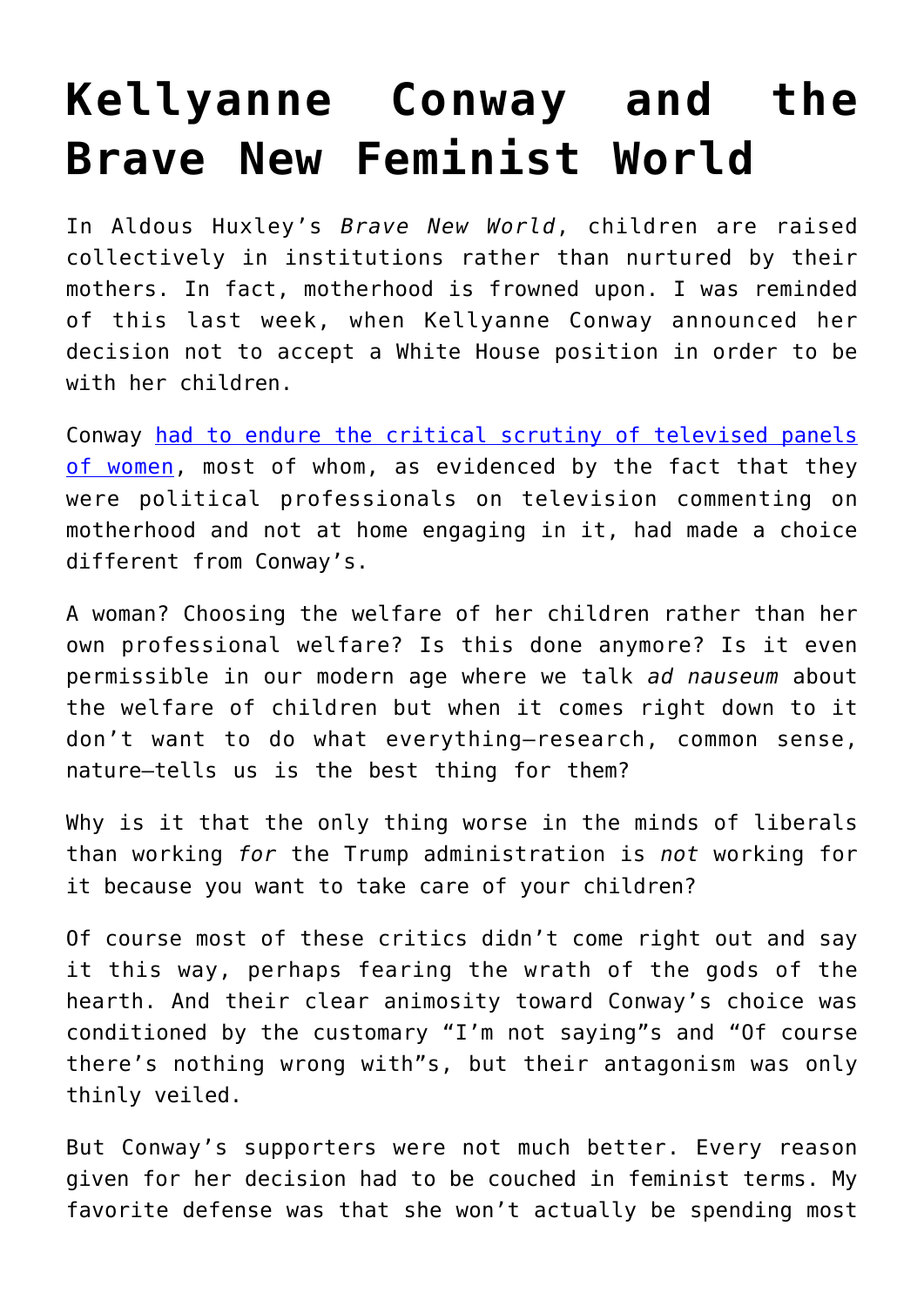# Kellyanne Conway and the Brave New Feminist World

In Aldous Huxley's *Brave New World*, children are raised collectively in institutions rather than nurtured by their mothers. In fact, motherhood is frowned upon. I was reminded of this last week, when Kellyanne Conway announced her decision not to accept a White House position in order to be with her children.

Conway had to endure the critical scrutiny of televised panels of women, most of whom, as evidenced by the fact that they were political professionals on television commenting on motherhood and not at home engaging in it, had made a choice different from Conway's.

A woman? Choosing the welfare of her children rather than her own professional welfare? Is this done anymore? Is it even permissible in our modern age where we talk *ad nauseum* about the welfare of children but when it comes right down to it don't want to do what everything—research, common sense, nature—tells us is the best thing for them?

Why is it that the only thing worse in the minds of liberals than working *for* the Trump administration is *not* working for it because you want to take care of your children?

Of course most of these critics didn't come right out and say it this way, perhaps fearing the wrath of the gods of the hearth. And their clear animosity toward Conway's choice was conditioned by the customary "I'm not saying"s and "Of course there's nothing wrong with"s, but their antagonism was only thinly veiled.

But Conway's supporters were not much better. Every reason given for her decision had to be couched in feminist terms. My favorite defense was that she won't actually be spending most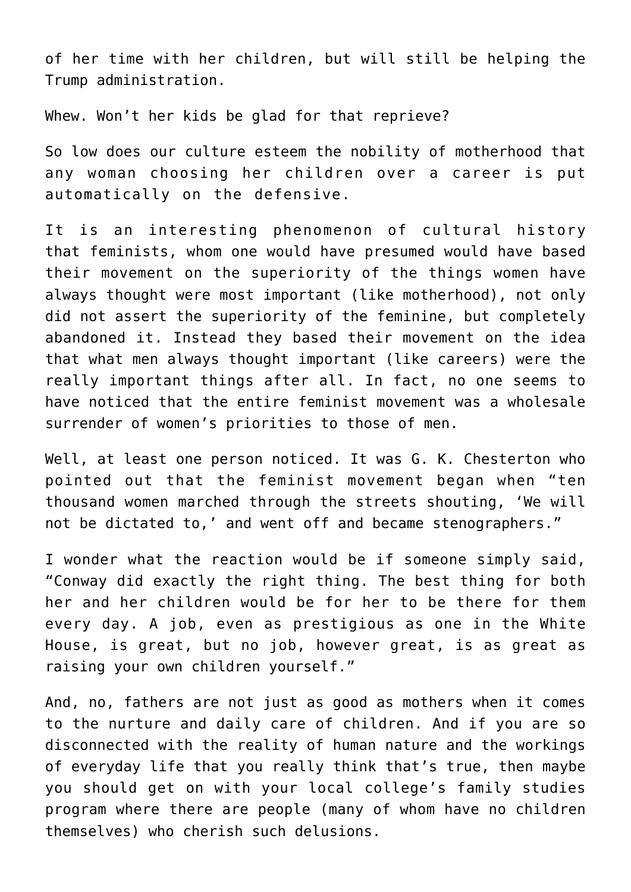of her time with her children, but will still be helping the Trump administration.

Whew. Won't her kids be glad for that reprieve?

So low does our culture esteem the nobility of motherhood that any woman choosing her children over a career is put automatically on the defensive.

It is an interesting phenomenon of cultural history that feminists, whom one would have presumed would have based their movement on the superiority of the things women have always thought were most important (like motherhood), not only did not assert the superiority of the feminine, but completely abandoned it. Instead they based their movement on the idea that what men always thought important (like careers) were the really important things after all. In fact, no one seems to have noticed that the entire feminist movement was a wholesale surrender of women's priorities to those of men.

Well, at least one person noticed. It was G. K. Chesterton who pointed out that the feminist movement began when "ten thousand women marched through the streets shouting, 'We will not be dictated to,' and went off and became stenographers."

I wonder what the reaction would be if someone simply said, "Conway did exactly the right thing. The best thing for both her and her children would be for her to be there for them every day. A job, even as prestigious as one in the White House, is great, but no job, however great, is as great as raising your own children yourself."

And, no, fathers are not just as good as mothers when it comes to the nurture and daily care of children. And if you are so disconnected with the reality of human nature and the workings of everyday life that you really think that's true, then maybe you should get on with your local college's family studies program where there are people (many of whom have no children themselves) who cherish such delusions.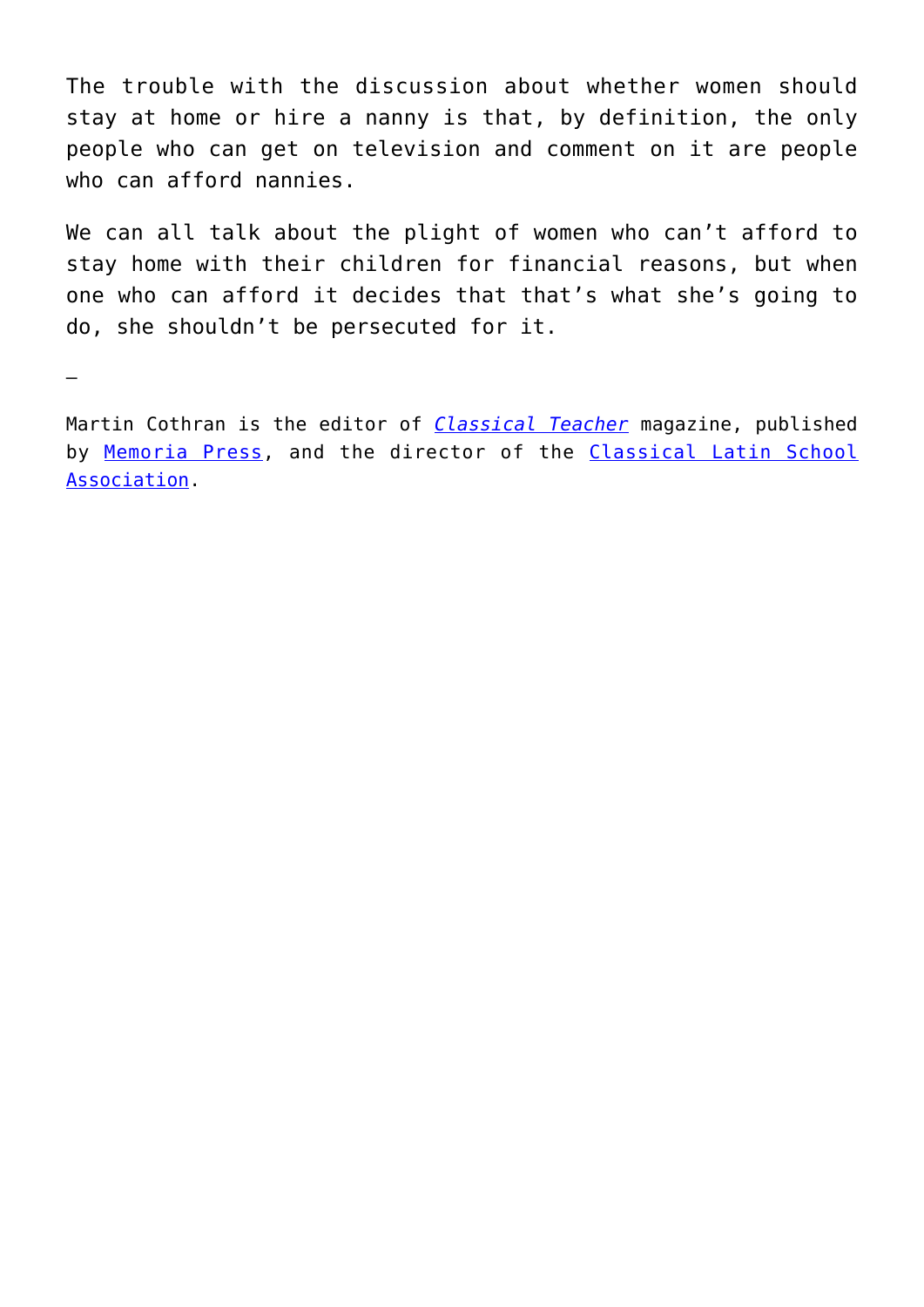The trouble with the discussion about whether women should stay at home or hire a nanny is that, by definition, the only people who can get on television and comment on it are people who can afford nannies.

We can all talk about the plight of women who can't afford to stay home with their children for financial reasons, but when one who can afford it decides that that's what she's going to do, she shouldn't be persecuted for it.

—

Martin Cothran is the editor of *Classical Teacher* magazine, published by Memoria Press, and the director of the Classical Latin School Association.